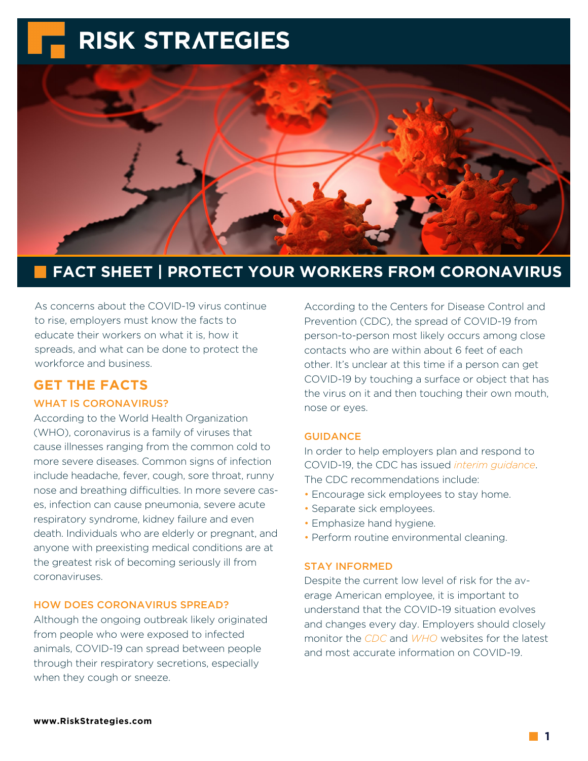# RISK STRATEGIES

## FACT SHEET | PROTECT YOUR WORKERS FROM CORONAVIRUS

As concerns about the COVID-19 virus continue to rise, employers must know the facts to educate their workers on what it is, how it spreads, and what can be done to protect the workforce and business.

## GET THE FACTS

### WHAT IS CORONAVIRUS?

According to the World Health Organization (WHO), coronavirus is a family of viruses that cause illnesses ranging from the common cold to more severe diseases. Common signs of infection include headache, fever, cough, sore throat, runny nose and breathing difficulties. In more severe cases, infection can cause pneumonia, severe acute respiratory syndrome, kidney failure and even death. Individuals who are elderly or pregnant, and anyone with preexisting medical conditions are at the greatest risk of becoming seriously ill from coronaviruses.

### HOW DOES CORONAVIRUS SPREAD?

Although the ongoing outbreak likely originated from people who were exposed to infected animals, COVID-19 can spread between people through their respiratory secretions, especially when they cough or sneeze.

According to the Centers for Disease Control and Prevention (CDC), the spread of COVID-19 from person-to-person most likely occurs among close contacts who are within about 6 feet of each other. It's unclear at this time if a person can get COVID-19 by touching a surface or object that has the virus on it and then touching their own mouth, nose or eyes.

### GUIDANCE

In order to help employers plan and respond to COVID-19, the CDC has issued *interim guidance*. The CDC recommendations include:

- Encourage sick employees to stay home.
- Separate sick employees.
- Emphasize hand hygiene.
- Perform routine environmental cleaning.

### STAY INFORMED

Despite the current low level of risk for the average American employee, it is important to understand that the COVID-19 situation evolves and changes every day. Employers should closely monitor the *CDC* and *WHO* websites for the latest and most accurate information on COVID-19.

**www.RiskStrategies.com**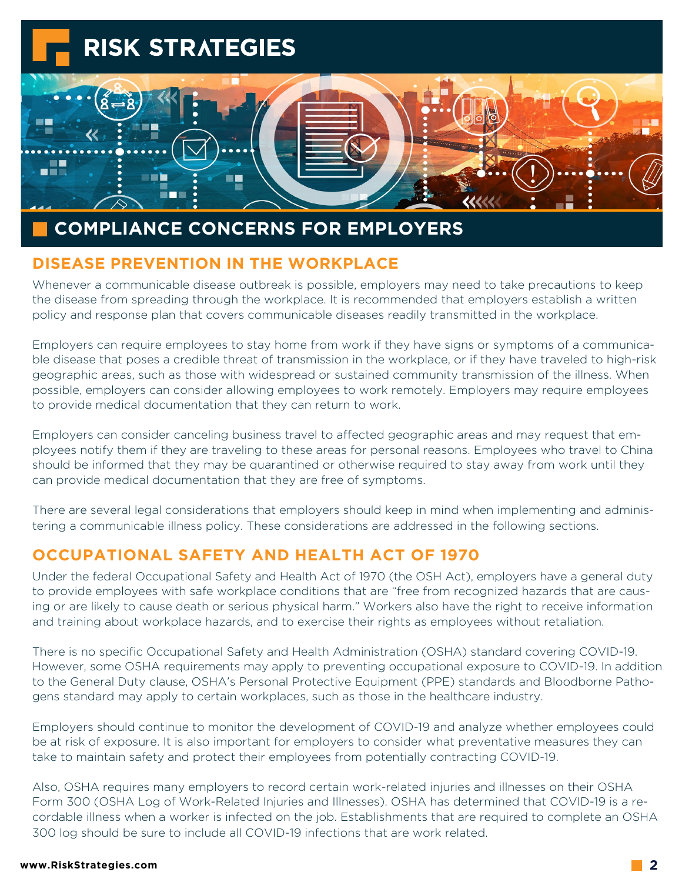# RISK STRATEGIES

## COMPLIANCE CONCERNS FOR EMPLOYERS

### DISEASE PREVENTION IN THE WORKPLACE

Whenever a communicable disease outbreak is possible, employers may need to take precautions to keep the disease from spreading through the workplace. It is recommended that employers establish a written policy and response plan that covers communicable diseases readily transmitted in the workplace.

Employers can require employees to stay home from work if they have signs or symptoms of a communicable disease that poses a credible threat of transmission in the workplace, or if they have traveled to high-risk geographic areas, such as those with widespread or sustained community transmission of the illness. When possible, employers can consider allowing employees to work remotely. Employers may require employees to provide medical documentation that they can return to work.

Employers can consider canceling business travel to affected geographic areas and may request that employees notify them if they are traveling to these areas for personal reasons. Employees who travel to China should be informed that they may be quarantined or otherwise required to stay away from work until they can provide medical documentation that they are free of symptoms.

There are several legal considerations that employers should keep in mind when implementing and administering a communicable illness policy. These considerations are addressed in the following sections.

### OCCUPATIONAL SAFETY AND HEALTH ACT OF 1970

Under the federal Occupational Safety and Health Act of 1970 (the OSH Act), employers have a general duty to provide employees with safe workplace conditions that are "free from recognized hazards that are causing or are likely to cause death or serious physical harm." Workers also have the right to receive information and training about workplace hazards, and to exercise their rights as employees without retaliation.

There is no specific Occupational Safety and Health Administration (OSHA) standard covering COVID-19. However, some OSHA requirements may apply to preventing occupational exposure to COVID-19. In addition to the General Duty clause, OSHA's Personal Protective Equipment (PPE) standards and Bloodborne Pathogens standard may apply to certain workplaces, such as those in the healthcare industry.

Employers should continue to monitor the development of COVID-19 and analyze whether employees could be at risk of exposure. It is also important for employers to consider what preventative measures they can take to maintain safety and protect their employees from potentially contracting COVID-19.

Also, OSHA requires many employers to record certain work-related injuries and illnesses on their OSHA Form 300 (OSHA Log of Work-Related Injuries and Illnesses). OSHA has determined that COVID-19 is a recordable illness when a worker is infected on the job. Establishments that are required to complete an OSHA 300 log should be sure to include all COVID-19 infections that are work related.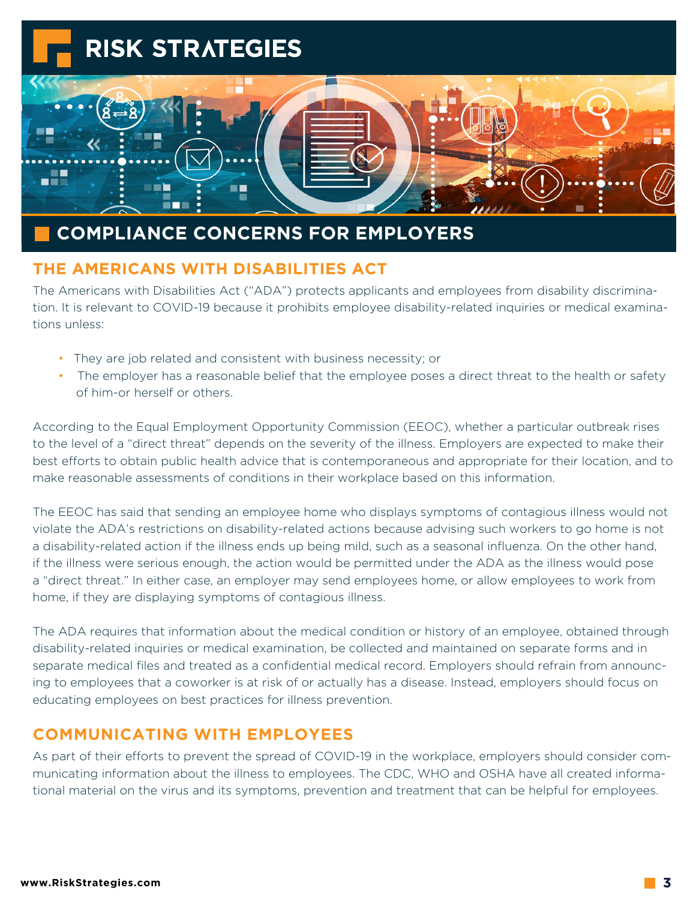# RISK STRATEGIES

## COMPLIANCE CONCERNS FOR EMPLOYERS

### THE AMERICANS WITH DISABILITIES ACT

The Americans with Disabilities Act ("ADA") protects applicants and employees from disability discrimination. It is relevant to COVID-19 because it prohibits employee disability-related inquiries or medical examinations unless:

- They are job related and consistent with business necessity; or
- The employer has a reasonable belief that the employee poses a direct threat to the health or safety of him-or herself or others.

According to the Equal Employment Opportunity Commission (EEOC), whether a particular outbreak rises to the level of a "direct threat" depends on the severity of the illness. Employers are expected to make their best efforts to obtain public health advice that is contemporaneous and appropriate for their location, and to make reasonable assessments of conditions in their workplace based on this information.

The EEOC has said that sending an employee home who displays symptoms of contagious illness would not violate the ADA's restrictions on disability-related actions because advising such workers to go home is not a disability-related action if the illness ends up being mild, such as a seasonal influenza. On the other hand, if the illness were serious enough, the action would be permitted under the ADA as the illness would pose a "direct threat." In either case, an employer may send employees home, or allow employees to work from home, if they are displaying symptoms of contagious illness.

The ADA requires that information about the medical condition or history of an employee, obtained through disability-related inquiries or medical examination, be collected and maintained on separate forms and in separate medical files and treated as a confidential medical record. Employers should refrain from announcing to employees that a coworker is at risk of or actually has a disease. Instead, employers should focus on educating employees on best practices for illness prevention.

### COMMUNICATING WITH EMPLOYEES

As part of their efforts to prevent the spread of COVID-19 in the workplace, employers should consider communicating information about the illness to employees. The CDC, WHO and OSHA have all created informational material on the virus and its symptoms, prevention and treatment that can be helpful for employees.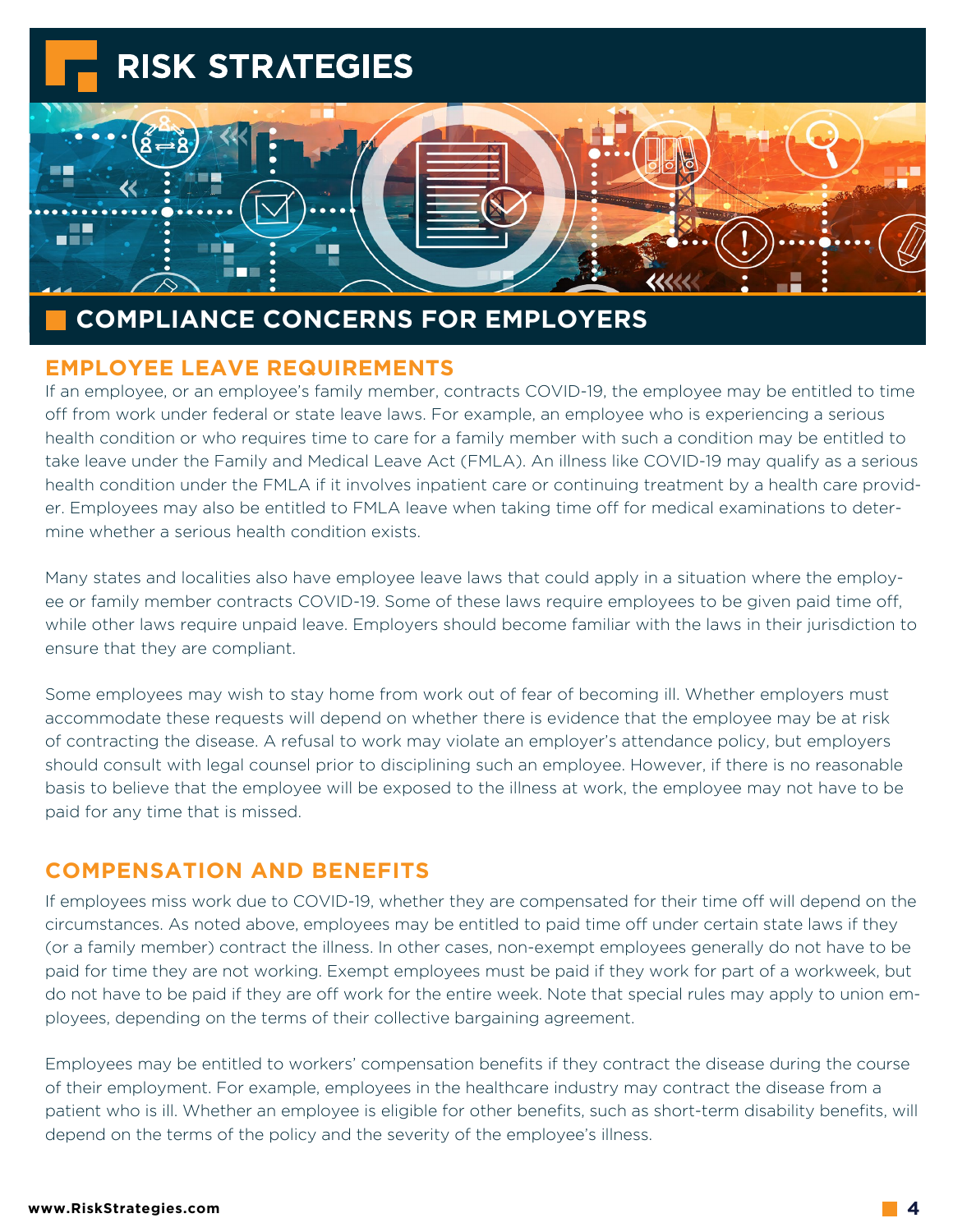# COMPLIANCE CONCERNS FOR EMPLOYERS

## EMPLOYEE LEAVE REQUIREMENTS

If an employee, or an employee's family member, contracts COVID-19, the employee may be entitled to time off from work under federal or state leave laws. For example, an employee who is experiencing a serious health condition or who requires time to care for a family member with such a condition may be entitled to take leave under the Family and Medical Leave Act (FMLA). An illness like COVID-19 may qualify as a serious health condition under the FMLA if it involves inpatient care or continuing treatment by a health care provider. Employees may also be entitled to FMLA leave when taking time off for medical examinations to determine whether a serious health condition exists.

Many states and localities also have employee leave laws that could apply in a situation where the employee or family member contracts COVID-19. Some of these laws require employees to be given paid time off, while other laws require unpaid leave. Employers should become familiar with the laws in their jurisdiction to ensure that they are compliant.

Some employees may wish to stay home from work out of fear of becoming ill. Whether employers must accommodate these requests will depend on whether there is evidence that the employee may be at risk of contracting the disease. A refusal to work may violate an employer's attendance policy, but employers should consult with legal counsel prior to disciplining such an employee. However, if there is no reasonable basis to believe that the employee will be exposed to the illness at work, the employee may not have to be paid for any time that is missed.

## COMPENSATION AND BENEFITS

If employees miss work due to COVID-19, whether they are compensated for their time off will depend on the circumstances. As noted above, employees may be entitled to paid time off under certain state laws if they (or a family member) contract the illness. In other cases, non-exempt employees generally do not have to be paid for time they are not working. Exempt employees must be paid if they work for part of a workweek, but do not have to be paid if they are off work for the entire week. Note that special rules may apply to union employees, depending on the terms of their collective bargaining agreement.

Employees may be entitled to workers' compensation benefits if they contract the disease during the course of their employment. For example, employees in the healthcare industry may contract the disease from a patient who is ill. Whether an employee is eligible for other benefits, such as short-term disability benefits, will depend on the terms of the policy and the severity of the employee's illness.